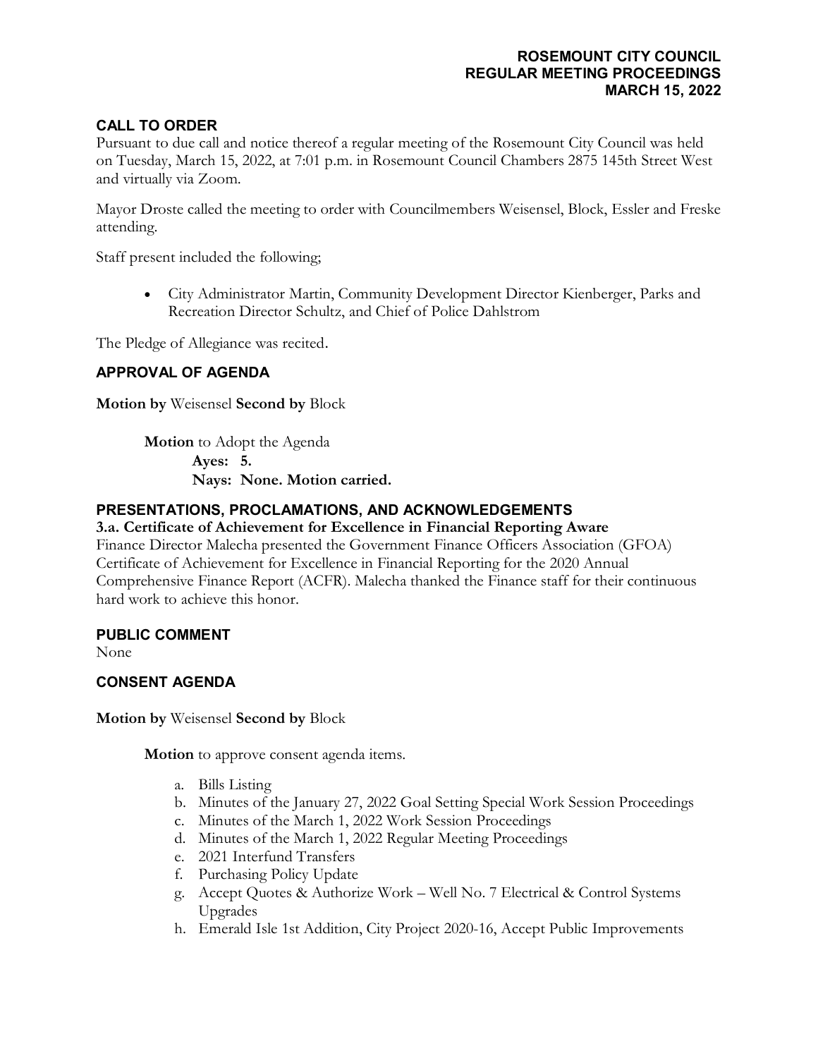# ROSEMOUNT CITY COUNCIL
# REGULAR MEETING PROCEEDINGS
# MARCH 15, 2022

## CALL TO ORDER

Pursuant to due call and notice thereof a regular meeting of the Rosemount City Council was held on Tuesday, March 15, 2022, at 7:01 p.m. in Rosemount Council Chambers 2875 145th Street West and virtually via Zoom.

Mayor Droste called the meeting to order with Councilmembers Weisensel, Block, Essler and Freske attending.

Staff present included the following;

- City Administrator Martin, Community Development Director Kienberger, Parks and Recreation Director Schultz, and Chief of Police Dahlstrom

The Pledge of Allegiance was recited.

## APPROVAL OF AGENDA

**Motion by** Weisensel **Second by** Block

> **Motion** to Adopt the Agenda
>
> **Ayes: 5.**
>
> **Nays: None. Motion carried.**

## PRESENTATIONS, PROCLAMATIONS, AND ACKNOWLEDGEMENTS

**3.a. Certificate of Achievement for Excellence in Financial Reporting Aware**

Finance Director Malecha presented the Government Finance Officers Association (GFOA) Certificate of Achievement for Excellence in Financial Reporting for the 2020 Annual Comprehensive Finance Report (ACFR). Malecha thanked the Finance staff for their continuous hard work to achieve this honor.

## PUBLIC COMMENT

None

## CONSENT AGENDA

**Motion by** Weisensel **Second by** Block

> **Motion** to approve consent agenda items.
>
> a. Bills Listing
> b. Minutes of the January 27, 2022 Goal Setting Special Work Session Proceedings
> c. Minutes of the March 1, 2022 Work Session Proceedings
> d. Minutes of the March 1, 2022 Regular Meeting Proceedings
> e. 2021 Interfund Transfers
> f. Purchasing Policy Update
> g. Accept Quotes & Authorize Work – Well No. 7 Electrical & Control Systems Upgrades
> h. Emerald Isle 1st Addition, City Project 2020-16, Accept Public Improvements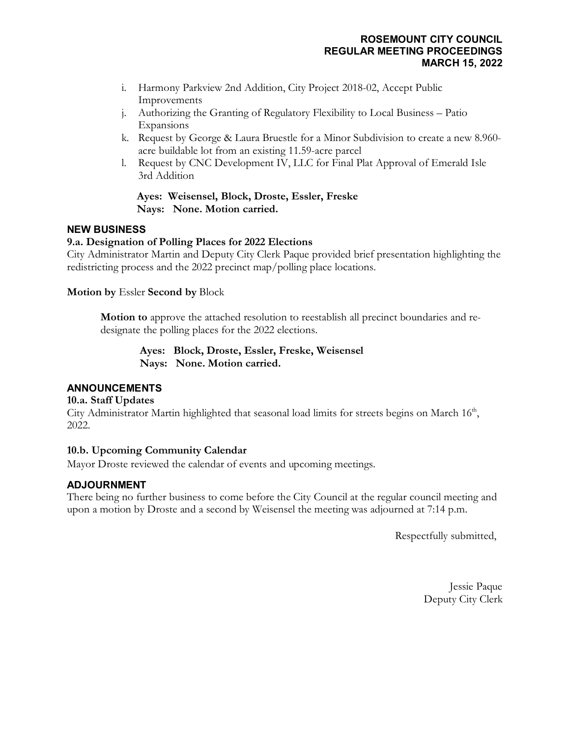i. Harmony Parkview 2nd Addition, City Project 2018-02, Accept Public Improvements
j. Authorizing the Granting of Regulatory Flexibility to Local Business – Patio Expansions
k. Request by George & Laura Bruestle for a Minor Subdivision to create a new 8.960-acre buildable lot from an existing 11.59-acre parcel
l. Request by CNC Development IV, LLC for Final Plat Approval of Emerald Isle 3rd Addition

**Ayes: Weisensel, Block, Droste, Essler, Freske**
**Nays: None. Motion carried.**

## NEW BUSINESS

### 9.a. Designation of Polling Places for 2022 Elections

City Administrator Martin and Deputy City Clerk Paque provided brief presentation highlighting the redistricting process and the 2022 precinct map/polling place locations.

**Motion by** Essler **Second by** Block

**Motion to** approve the attached resolution to reestablish all precinct boundaries and re-designate the polling places for the 2022 elections.

**Ayes: Block, Droste, Essler, Freske, Weisensel**
**Nays: None. Motion carried.**

## ANNOUNCEMENTS

### 10.a. Staff Updates

City Administrator Martin highlighted that seasonal load limits for streets begins on March 16th, 2022.

### 10.b. Upcoming Community Calendar

Mayor Droste reviewed the calendar of events and upcoming meetings.

## ADJOURNMENT

There being no further business to come before the City Council at the regular council meeting and upon a motion by Droste and a second by Weisensel the meeting was adjourned at 7:14 p.m.

Respectfully submitted,

Jessie Paque
Deputy City Clerk